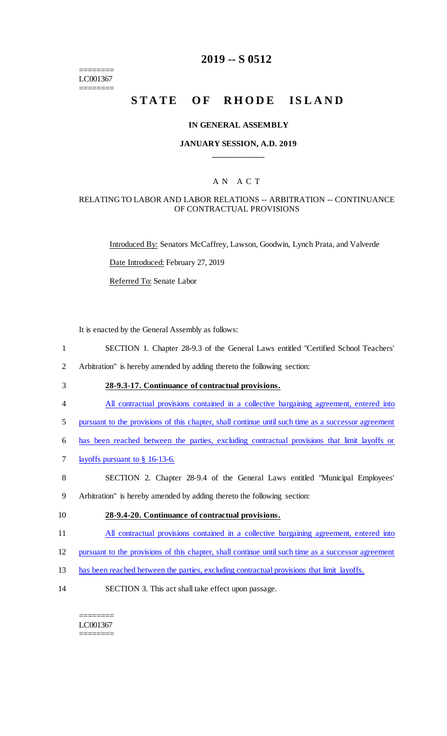========
LC001367
========

# 2019 -- S 0512

# STATE OF RHODE ISLAND

### IN GENERAL ASSEMBLY

### JANUARY SESSION, A.D. 2019

____________

A N A C T

RELATING TO LABOR AND LABOR RELATIONS -- ARBITRATION -- CONTINUANCE OF CONTRACTUAL PROVISIONS

Introduced By: Senators McCaffrey, Lawson, Goodwin, Lynch Prata, and Valverde

Date Introduced: February 27, 2019

Referred To: Senate Labor

It is enacted by the General Assembly as follows:

1 SECTION 1. Chapter 28-9.3 of the General Laws entitled "Certified School Teachers'
2 Arbitration" is hereby amended by adding thereto the following section:

3 **28-9.3-17. Continuance of contractual provisions.**

4 All contractual provisions contained in a collective bargaining agreement, entered into
5 pursuant to the provisions of this chapter, shall continue until such time as a successor agreement
6 has been reached between the parties, excluding contractual provisions that limit layoffs or
7 layoffs pursuant to § 16-13-6.

8 SECTION 2. Chapter 28-9.4 of the General Laws entitled "Municipal Employees'
9 Arbitration" is hereby amended by adding thereto the following section:

10 **28-9.4-20. Continuance of contractual provisions.**

11 All contractual provisions contained in a collective bargaining agreement, entered into
12 pursuant to the provisions of this chapter, shall continue until such time as a successor agreement
13 has been reached between the parties, excluding contractual provisions that limit layoffs.

14 SECTION 3. This act shall take effect upon passage.

========
LC001367
========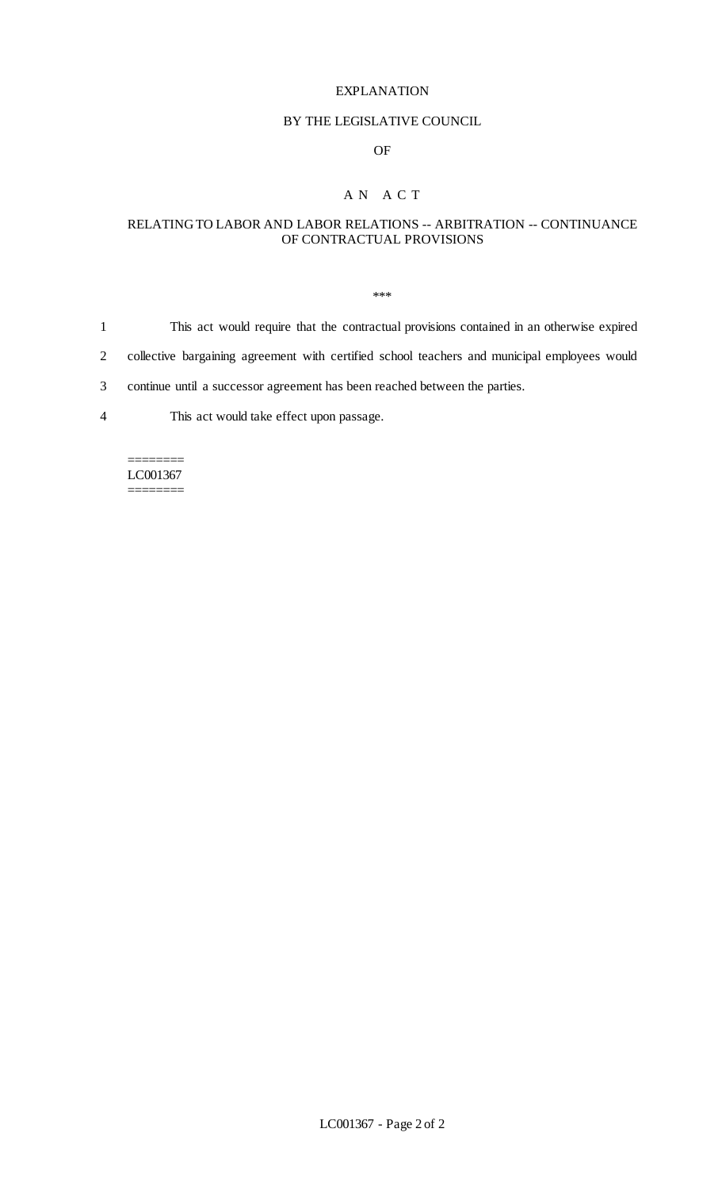EXPLANATION

BY THE LEGISLATIVE COUNCIL

OF

# A N A C T

RELATING TO LABOR AND LABOR RELATIONS -- ARBITRATION -- CONTINUANCE OF CONTRACTUAL PROVISIONS

\*\*\*

This act would require that the contractual provisions contained in an otherwise expired collective bargaining agreement with certified school teachers and municipal employees would continue until a successor agreement has been reached between the parties.

This act would take effect upon passage.

========
LC001367
========